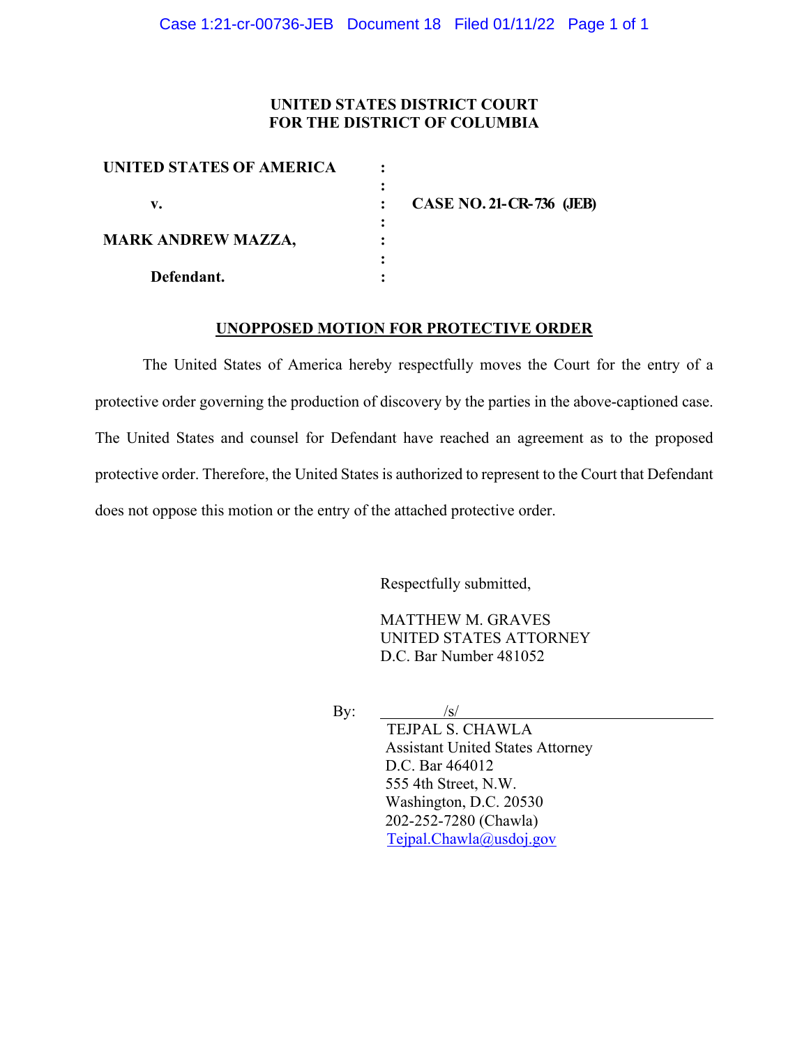**UNITED STATES DISTRICT COURT**
**FOR THE DISTRICT OF COLUMBIA**

| | | |
|---|---|---|
| **UNITED STATES OF AMERICA** | : | |
| | : | |
| **v.** | : | **CASE NO. 21-CR-736 (JEB)** |
| | : | |
| **MARK ANDREW MAZZA,** | : | |
| | : | |
| **Defendant.** | : | |

**UNOPPOSED MOTION FOR PROTECTIVE ORDER**

The United States of America hereby respectfully moves the Court for the entry of a protective order governing the production of discovery by the parties in the above-captioned case. The United States and counsel for Defendant have reached an agreement as to the proposed protective order. Therefore, the United States is authorized to represent to the Court that Defendant does not oppose this motion or the entry of the attached protective order.

Respectfully submitted,

MATTHEW M. GRAVES
UNITED STATES ATTORNEY
D.C. Bar Number 481052

By: /s/
TEJPAL S. CHAWLA
Assistant United States Attorney
D.C. Bar 464012
555 4th Street, N.W.
Washington, D.C. 20530
202-252-7280 (Chawla)
Tejpal.Chawla@usdoj.gov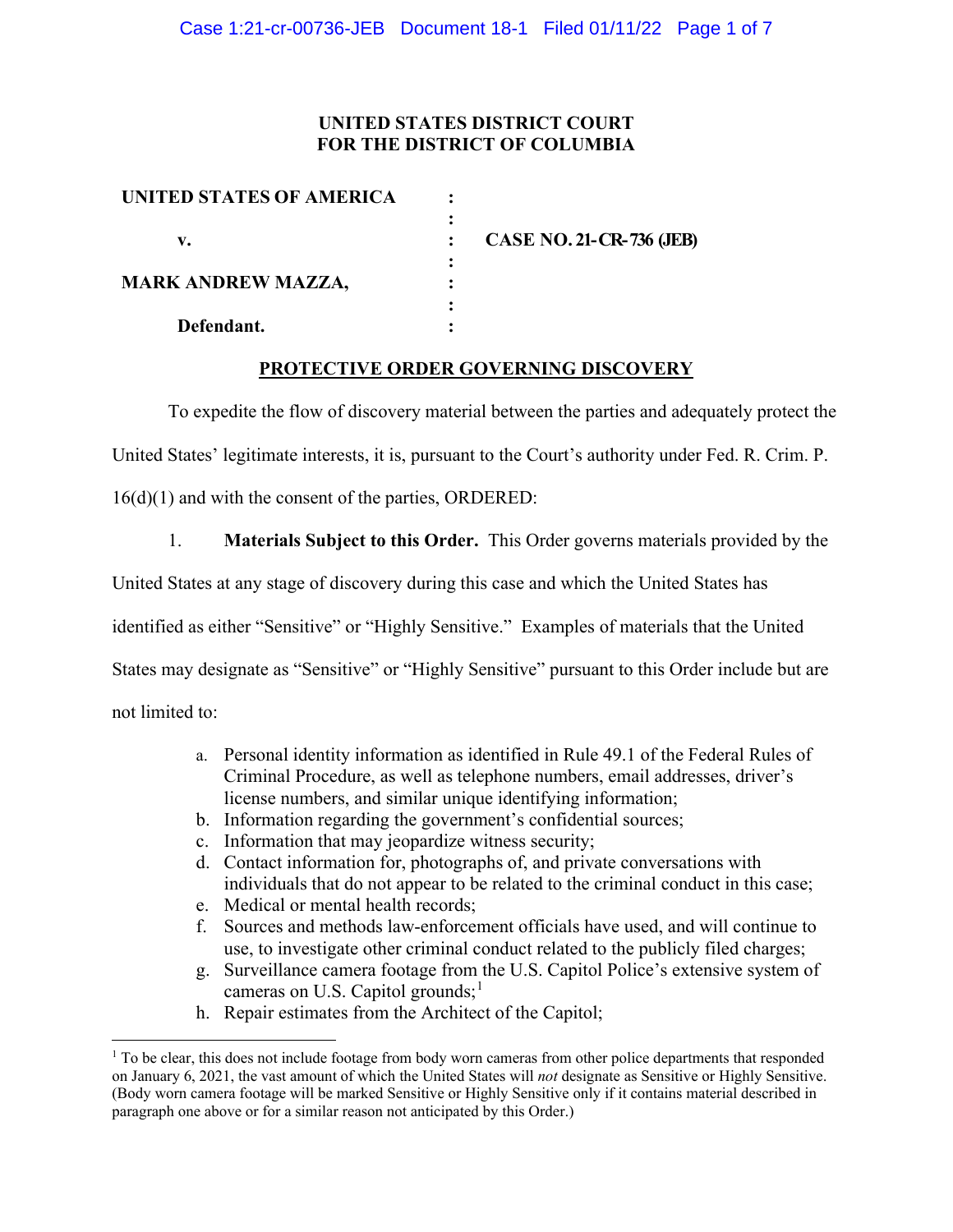**UNITED STATES DISTRICT COURT**
**FOR THE DISTRICT OF COLUMBIA**

| | | |
|---|---|---|
| **UNITED STATES OF AMERICA** | : | |
| | : | |
| **v.** | : | **CASE NO. 21-CR-736 (JEB)** |
| | : | |
| **MARK ANDREW MAZZA,** | : | |
| | : | |
| **Defendant.** | : | |

**PROTECTIVE ORDER GOVERNING DISCOVERY**

To expedite the flow of discovery material between the parties and adequately protect the United States' legitimate interests, it is, pursuant to the Court's authority under Fed. R. Crim. P. 16(d)(1) and with the consent of the parties, ORDERED:

1. **Materials Subject to this Order.** This Order governs materials provided by the United States at any stage of discovery during this case and which the United States has identified as either "Sensitive" or "Highly Sensitive." Examples of materials that the United States may designate as "Sensitive" or "Highly Sensitive" pursuant to this Order include but are not limited to:

   a. Personal identity information as identified in Rule 49.1 of the Federal Rules of Criminal Procedure, as well as telephone numbers, email addresses, driver's license numbers, and similar unique identifying information;
   b. Information regarding the government's confidential sources;
   c. Information that may jeopardize witness security;
   d. Contact information for, photographs of, and private conversations with individuals that do not appear to be related to the criminal conduct in this case;
   e. Medical or mental health records;
   f. Sources and methods law-enforcement officials have used, and will continue to use, to investigate other criminal conduct related to the publicly filed charges;
   g. Surveillance camera footage from the U.S. Capitol Police's extensive system of cameras on U.S. Capitol grounds;[1]
   h. Repair estimates from the Architect of the Capitol;

[1] To be clear, this does not include footage from body worn cameras from other police departments that responded on January 6, 2021, the vast amount of which the United States will *not* designate as Sensitive or Highly Sensitive. (Body worn camera footage will be marked Sensitive or Highly Sensitive only if it contains material described in paragraph one above or for a similar reason not anticipated by this Order.)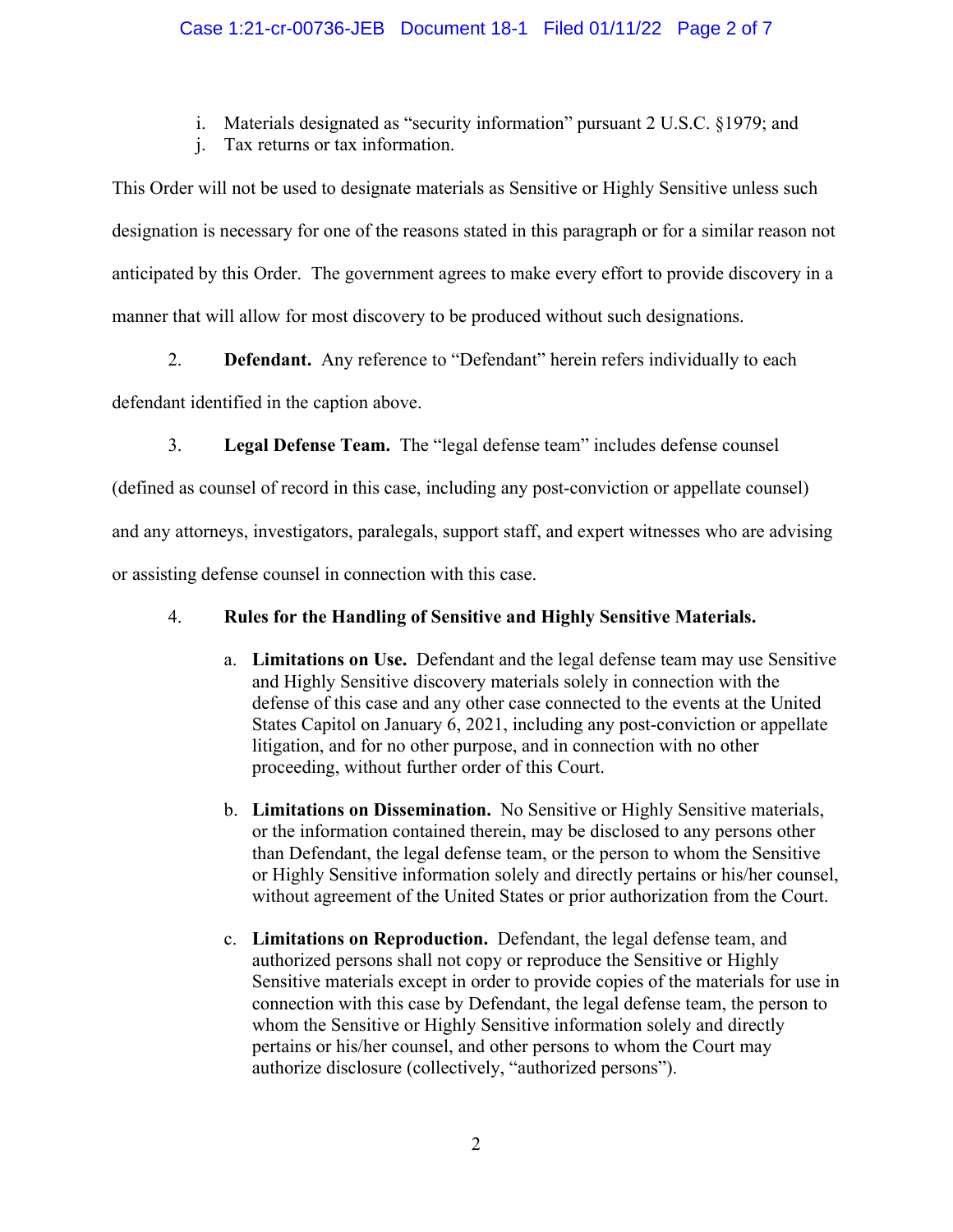i. Materials designated as "security information" pursuant 2 U.S.C. §1979; and
j. Tax returns or tax information.

This Order will not be used to designate materials as Sensitive or Highly Sensitive unless such designation is necessary for one of the reasons stated in this paragraph or for a similar reason not anticipated by this Order. The government agrees to make every effort to provide discovery in a manner that will allow for most discovery to be produced without such designations.

2. **Defendant.** Any reference to "Defendant" herein refers individually to each defendant identified in the caption above.

3. **Legal Defense Team.** The "legal defense team" includes defense counsel (defined as counsel of record in this case, including any post-conviction or appellate counsel) and any attorneys, investigators, paralegals, support staff, and expert witnesses who are advising or assisting defense counsel in connection with this case.

4. **Rules for the Handling of Sensitive and Highly Sensitive Materials.**

a. **Limitations on Use.** Defendant and the legal defense team may use Sensitive and Highly Sensitive discovery materials solely in connection with the defense of this case and any other case connected to the events at the United States Capitol on January 6, 2021, including any post-conviction or appellate litigation, and for no other purpose, and in connection with no other proceeding, without further order of this Court.

b. **Limitations on Dissemination.** No Sensitive or Highly Sensitive materials, or the information contained therein, may be disclosed to any persons other than Defendant, the legal defense team, or the person to whom the Sensitive or Highly Sensitive information solely and directly pertains or his/her counsel, without agreement of the United States or prior authorization from the Court.

c. **Limitations on Reproduction.** Defendant, the legal defense team, and authorized persons shall not copy or reproduce the Sensitive or Highly Sensitive materials except in order to provide copies of the materials for use in connection with this case by Defendant, the legal defense team, the person to whom the Sensitive or Highly Sensitive information solely and directly pertains or his/her counsel, and other persons to whom the Court may authorize disclosure (collectively, "authorized persons").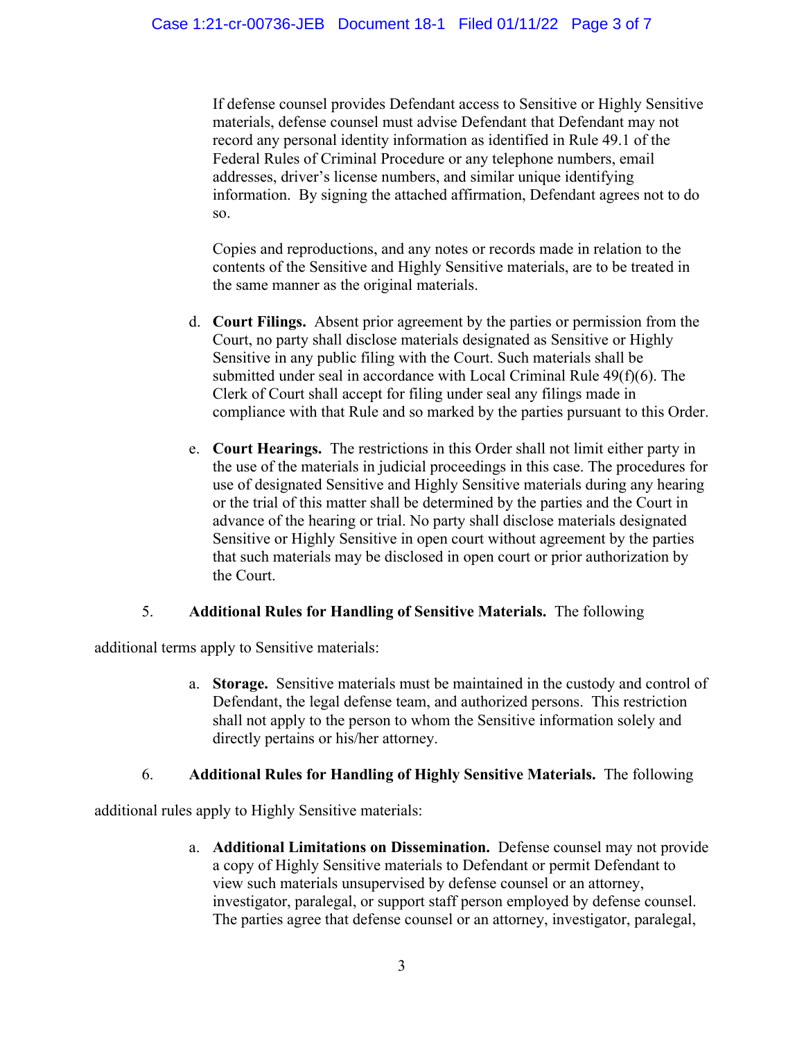If defense counsel provides Defendant access to Sensitive or Highly Sensitive materials, defense counsel must advise Defendant that Defendant may not record any personal identity information as identified in Rule 49.1 of the Federal Rules of Criminal Procedure or any telephone numbers, email addresses, driver's license numbers, and similar unique identifying information. By signing the attached affirmation, Defendant agrees not to do so.

Copies and reproductions, and any notes or records made in relation to the contents of the Sensitive and Highly Sensitive materials, are to be treated in the same manner as the original materials.

d. **Court Filings.** Absent prior agreement by the parties or permission from the Court, no party shall disclose materials designated as Sensitive or Highly Sensitive in any public filing with the Court. Such materials shall be submitted under seal in accordance with Local Criminal Rule 49(f)(6). The Clerk of Court shall accept for filing under seal any filings made in compliance with that Rule and so marked by the parties pursuant to this Order.

e. **Court Hearings.** The restrictions in this Order shall not limit either party in the use of the materials in judicial proceedings in this case. The procedures for use of designated Sensitive and Highly Sensitive materials during any hearing or the trial of this matter shall be determined by the parties and the Court in advance of the hearing or trial. No party shall disclose materials designated Sensitive or Highly Sensitive in open court without agreement by the parties that such materials may be disclosed in open court or prior authorization by the Court.

5. **Additional Rules for Handling of Sensitive Materials.** The following additional terms apply to Sensitive materials:

a. **Storage.** Sensitive materials must be maintained in the custody and control of Defendant, the legal defense team, and authorized persons. This restriction shall not apply to the person to whom the Sensitive information solely and directly pertains or his/her attorney.

6. **Additional Rules for Handling of Highly Sensitive Materials.** The following additional rules apply to Highly Sensitive materials:

a. **Additional Limitations on Dissemination.** Defense counsel may not provide a copy of Highly Sensitive materials to Defendant or permit Defendant to view such materials unsupervised by defense counsel or an attorney, investigator, paralegal, or support staff person employed by defense counsel. The parties agree that defense counsel or an attorney, investigator, paralegal,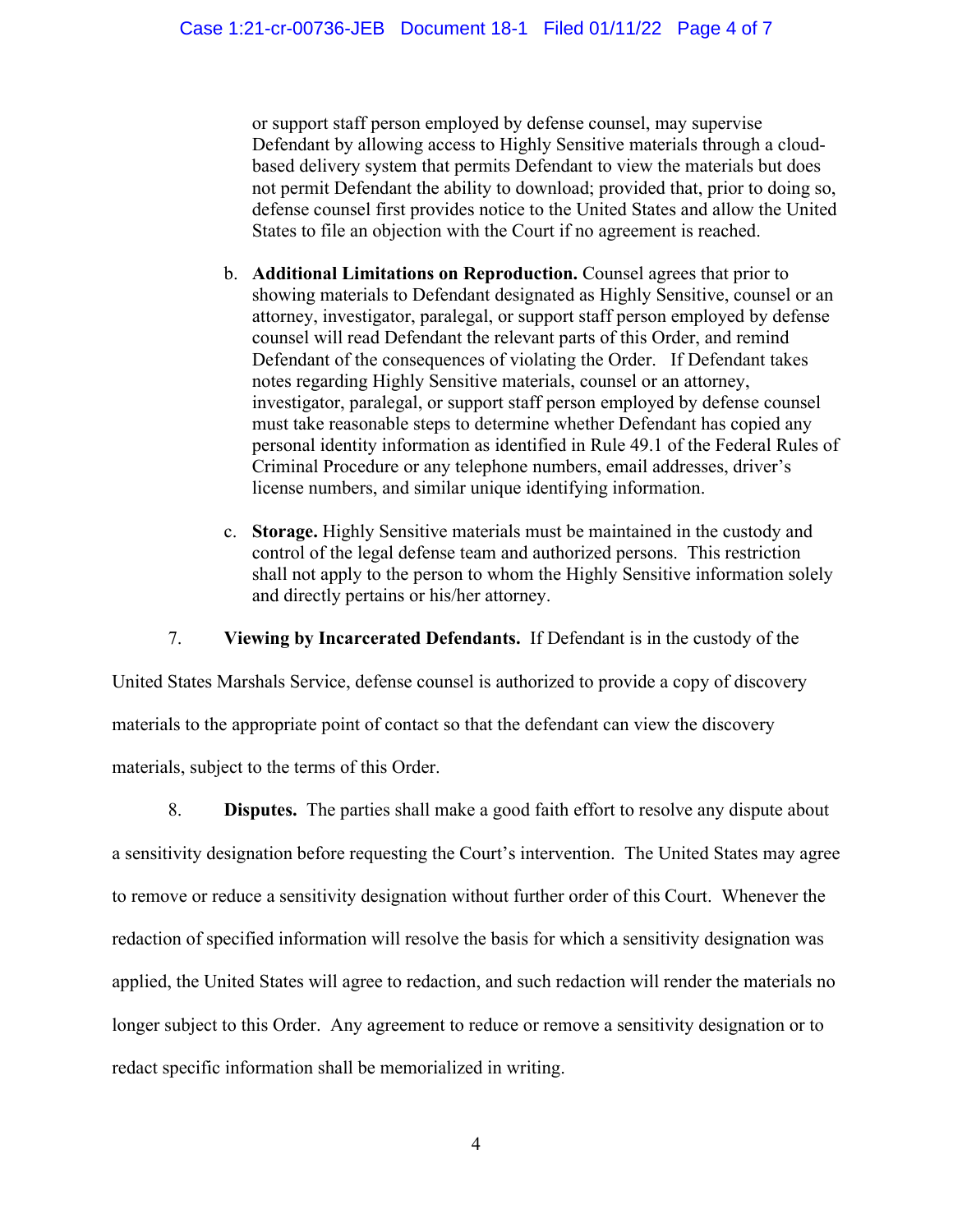or support staff person employed by defense counsel, may supervise Defendant by allowing access to Highly Sensitive materials through a cloud-based delivery system that permits Defendant to view the materials but does not permit Defendant the ability to download; provided that, prior to doing so, defense counsel first provides notice to the United States and allow the United States to file an objection with the Court if no agreement is reached.

b. **Additional Limitations on Reproduction.** Counsel agrees that prior to showing materials to Defendant designated as Highly Sensitive, counsel or an attorney, investigator, paralegal, or support staff person employed by defense counsel will read Defendant the relevant parts of this Order, and remind Defendant of the consequences of violating the Order. If Defendant takes notes regarding Highly Sensitive materials, counsel or an attorney, investigator, paralegal, or support staff person employed by defense counsel must take reasonable steps to determine whether Defendant has copied any personal identity information as identified in Rule 49.1 of the Federal Rules of Criminal Procedure or any telephone numbers, email addresses, driver's license numbers, and similar unique identifying information.

c. **Storage.** Highly Sensitive materials must be maintained in the custody and control of the legal defense team and authorized persons. This restriction shall not apply to the person to whom the Highly Sensitive information solely and directly pertains or his/her attorney.

7. **Viewing by Incarcerated Defendants.** If Defendant is in the custody of the United States Marshals Service, defense counsel is authorized to provide a copy of discovery materials to the appropriate point of contact so that the defendant can view the discovery materials, subject to the terms of this Order.

8. **Disputes.** The parties shall make a good faith effort to resolve any dispute about a sensitivity designation before requesting the Court's intervention. The United States may agree to remove or reduce a sensitivity designation without further order of this Court. Whenever the redaction of specified information will resolve the basis for which a sensitivity designation was applied, the United States will agree to redaction, and such redaction will render the materials no longer subject to this Order. Any agreement to reduce or remove a sensitivity designation or to redact specific information shall be memorialized in writing.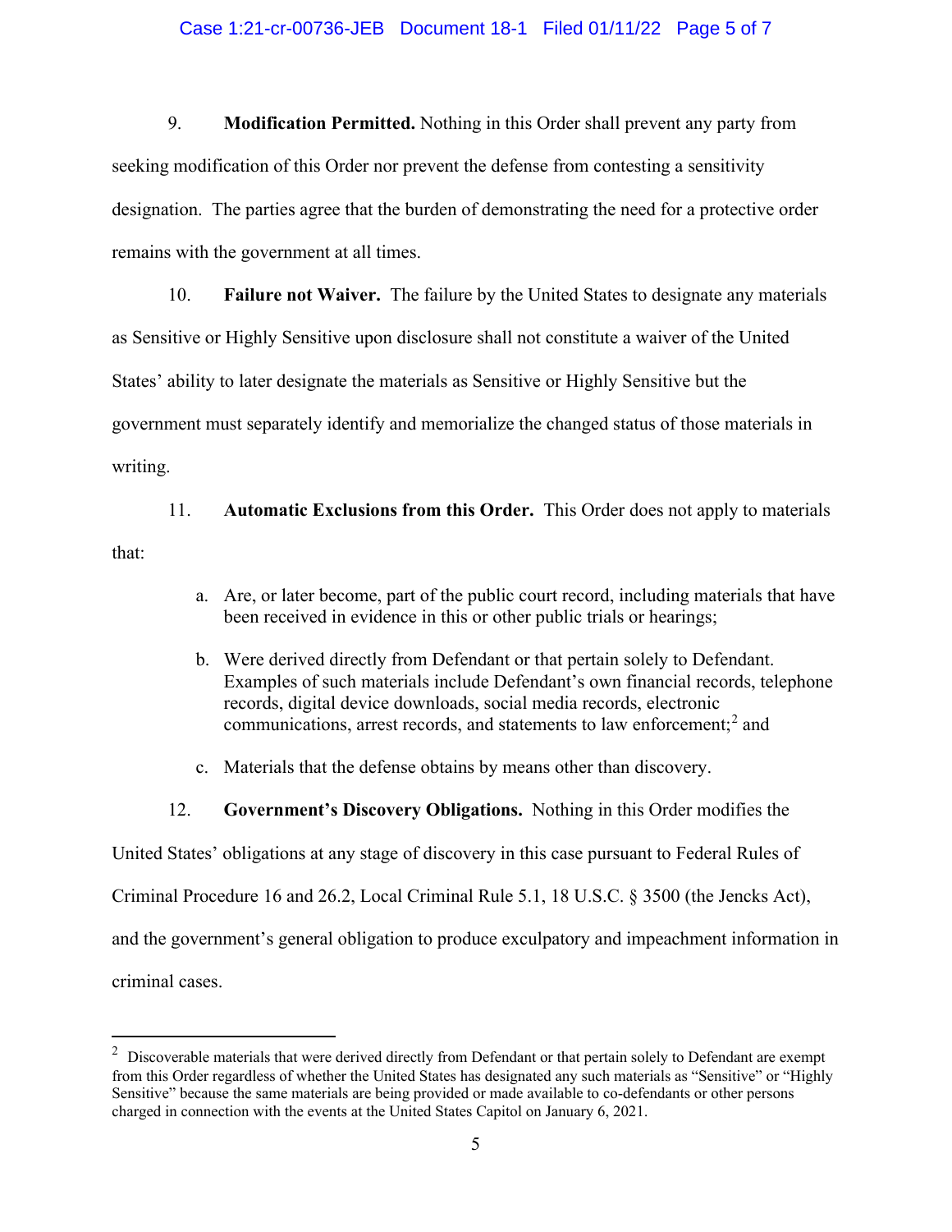9. **Modification Permitted.** Nothing in this Order shall prevent any party from seeking modification of this Order nor prevent the defense from contesting a sensitivity designation. The parties agree that the burden of demonstrating the need for a protective order remains with the government at all times.

10. **Failure not Waiver.** The failure by the United States to designate any materials as Sensitive or Highly Sensitive upon disclosure shall not constitute a waiver of the United States' ability to later designate the materials as Sensitive or Highly Sensitive but the government must separately identify and memorialize the changed status of those materials in writing.

11. **Automatic Exclusions from this Order.** This Order does not apply to materials that:

a. Are, or later become, part of the public court record, including materials that have been received in evidence in this or other public trials or hearings;

b. Were derived directly from Defendant or that pertain solely to Defendant. Examples of such materials include Defendant's own financial records, telephone records, digital device downloads, social media records, electronic communications, arrest records, and statements to law enforcement;[2] and

c. Materials that the defense obtains by means other than discovery.

12. **Government's Discovery Obligations.** Nothing in this Order modifies the United States' obligations at any stage of discovery in this case pursuant to Federal Rules of Criminal Procedure 16 and 26.2, Local Criminal Rule 5.1, 18 U.S.C. § 3500 (the Jencks Act), and the government's general obligation to produce exculpatory and impeachment information in criminal cases.

---

[2] Discoverable materials that were derived directly from Defendant or that pertain solely to Defendant are exempt from this Order regardless of whether the United States has designated any such materials as "Sensitive" or "Highly Sensitive" because the same materials are being provided or made available to co-defendants or other persons charged in connection with the events at the United States Capitol on January 6, 2021.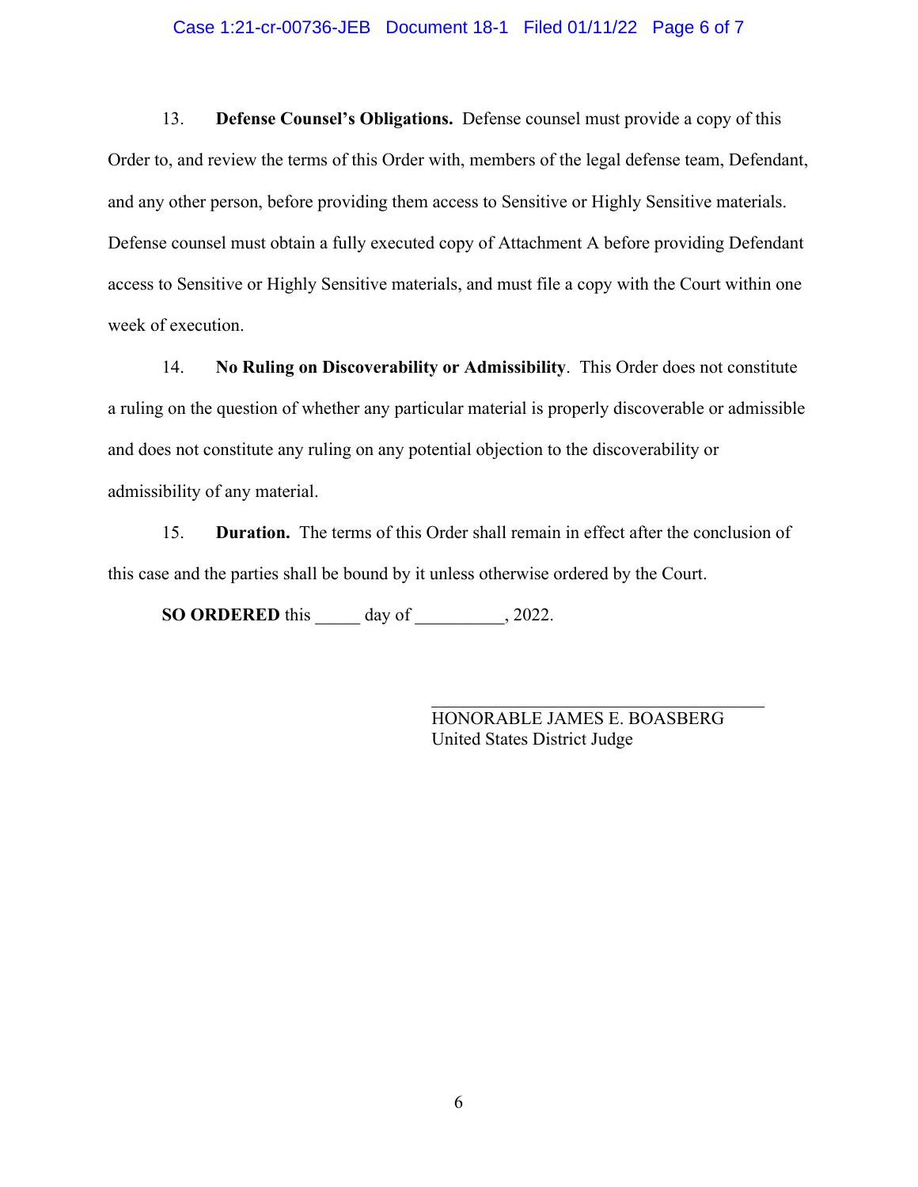13. **Defense Counsel's Obligations.** Defense counsel must provide a copy of this Order to, and review the terms of this Order with, members of the legal defense team, Defendant, and any other person, before providing them access to Sensitive or Highly Sensitive materials. Defense counsel must obtain a fully executed copy of Attachment A before providing Defendant access to Sensitive or Highly Sensitive materials, and must file a copy with the Court within one week of execution.

14. **No Ruling on Discoverability or Admissibility**. This Order does not constitute a ruling on the question of whether any particular material is properly discoverable or admissible and does not constitute any ruling on any potential objection to the discoverability or admissibility of any material.

15. **Duration.** The terms of this Order shall remain in effect after the conclusion of this case and the parties shall be bound by it unless otherwise ordered by the Court.

**SO ORDERED** this _____ day of __________, 2022.

___________________________________
HONORABLE JAMES E. BOASBERG
United States District Judge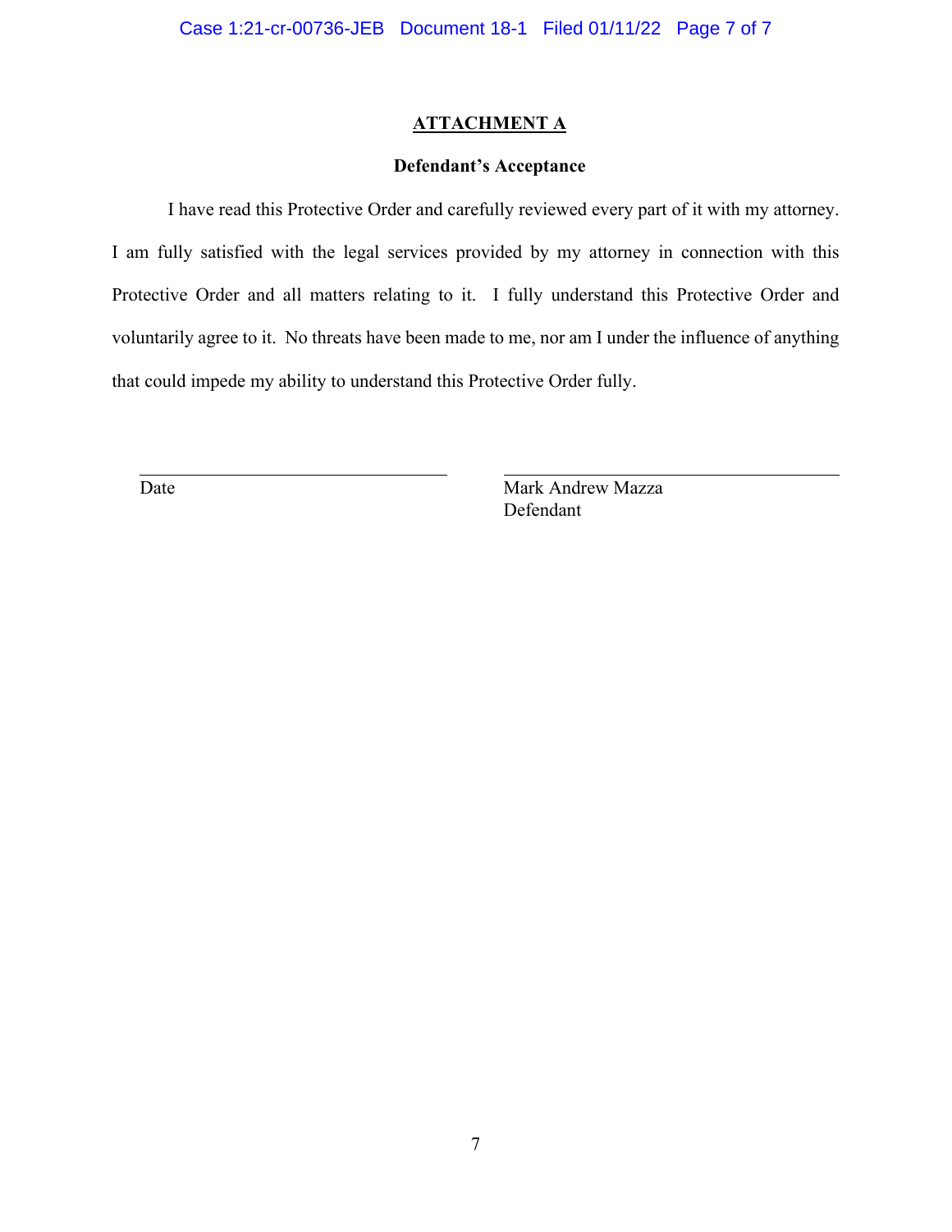## ATTACHMENT A

### Defendant's Acceptance

I have read this Protective Order and carefully reviewed every part of it with my attorney. I am fully satisfied with the legal services provided by my attorney in connection with this Protective Order and all matters relating to it. I fully understand this Protective Order and voluntarily agree to it. No threats have been made to me, nor am I under the influence of anything that could impede my ability to understand this Protective Order fully.

\_\_\_\_\_\_\_\_\_\_\_\_\_\_\_\_\_\_\_\_\_\_\_\_\_\_\_\_\_\_
Date

\_\_\_\_\_\_\_\_\_\_\_\_\_\_\_\_\_\_\_\_\_\_\_\_\_\_\_\_\_\_
Mark Andrew Mazza
Defendant